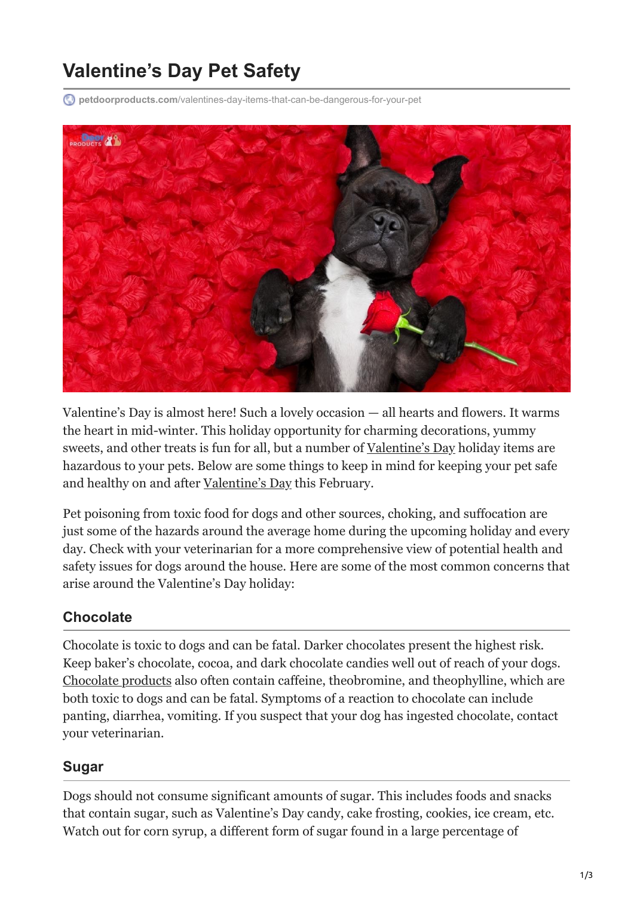# Valentine’s Day Pet Safety

petdoorproducts.com/valentines-day-items-that-can-be-dangerous-for-your-pet

Valentine’s Day is almost here! Such a lovely occasion — all hearts and flowers. It warms the heart in mid-winter. This holiday opportunity for charming decorations, yummy sweets, and other treats is fun for all, but a number of Valentine’s Day holiday items are hazardous to your pets. Below are some things to keep in mind for keeping your pet safe and healthy on and after Valentine’s Day this February.

Pet poisoning from toxic food for dogs and other sources, choking, and suffocation are just some of the hazards around the average home during the upcoming holiday and every day. Check with your veterinarian for a more comprehensive view of potential health and safety issues for dogs around the house. Here are some of the most common concerns that arise around the Valentine’s Day holiday:

## Chocolate

Chocolate is toxic to dogs and can be fatal. Darker chocolates present the highest risk. Keep baker’s chocolate, cocoa, and dark chocolate candies well out of reach of your dogs. Chocolate products also often contain caffeine, theobromine, and theophylline, which are both toxic to dogs and can be fatal. Symptoms of a reaction to chocolate can include panting, diarrhea, vomiting. If you suspect that your dog has ingested chocolate, contact your veterinarian.

## Sugar

Dogs should not consume significant amounts of sugar. This includes foods and snacks that contain sugar, such as Valentine’s Day candy, cake frosting, cookies, ice cream, etc. Watch out for corn syrup, a different form of sugar found in a large percentage of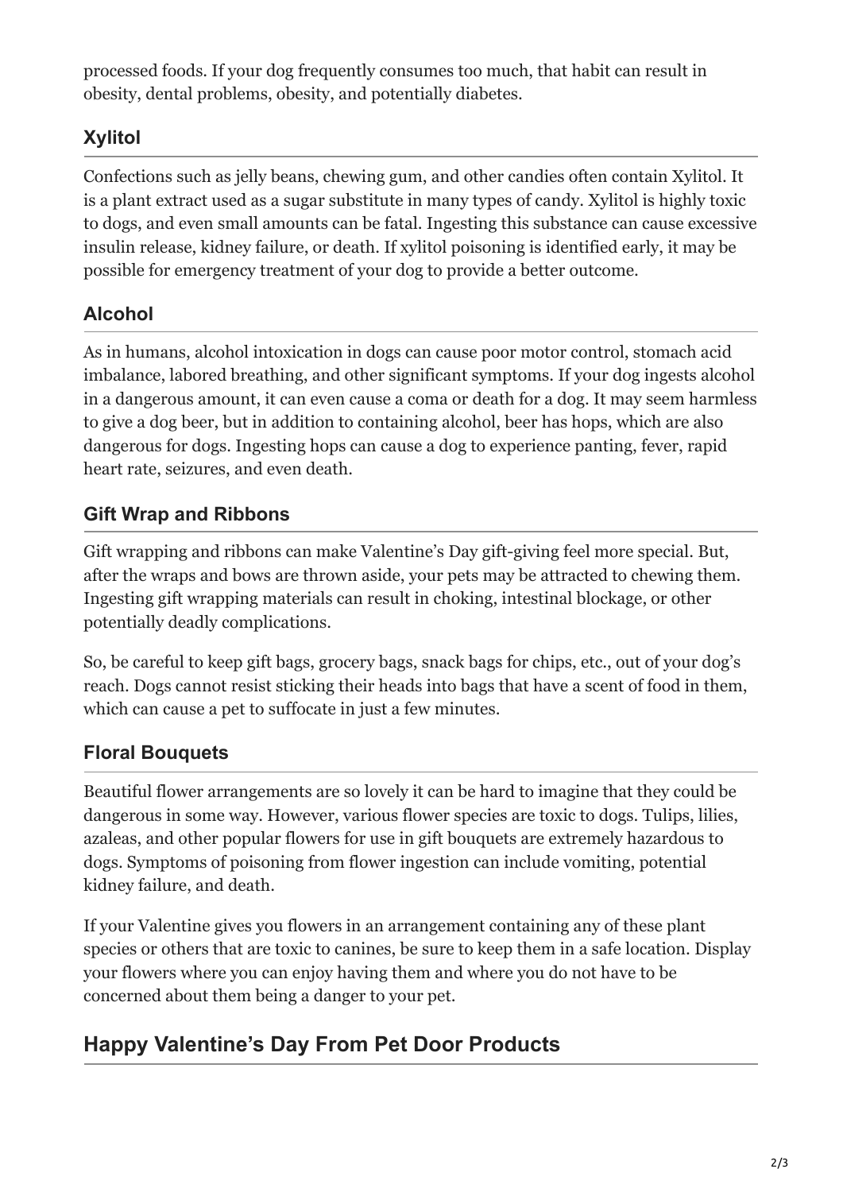processed foods. If your dog frequently consumes too much, that habit can result in obesity, dental problems, obesity, and potentially diabetes.

## Xylitol

Confections such as jelly beans, chewing gum, and other candies often contain Xylitol. It is a plant extract used as a sugar substitute in many types of candy. Xylitol is highly toxic to dogs, and even small amounts can be fatal. Ingesting this substance can cause excessive insulin release, kidney failure, or death. If xylitol poisoning is identified early, it may be possible for emergency treatment of your dog to provide a better outcome.

## Alcohol

As in humans, alcohol intoxication in dogs can cause poor motor control, stomach acid imbalance, labored breathing, and other significant symptoms. If your dog ingests alcohol in a dangerous amount, it can even cause a coma or death for a dog. It may seem harmless to give a dog beer, but in addition to containing alcohol, beer has hops, which are also dangerous for dogs. Ingesting hops can cause a dog to experience panting, fever, rapid heart rate, seizures, and even death.

## Gift Wrap and Ribbons

Gift wrapping and ribbons can make Valentine's Day gift-giving feel more special. But, after the wraps and bows are thrown aside, your pets may be attracted to chewing them. Ingesting gift wrapping materials can result in choking, intestinal blockage, or other potentially deadly complications.

So, be careful to keep gift bags, grocery bags, snack bags for chips, etc., out of your dog's reach. Dogs cannot resist sticking their heads into bags that have a scent of food in them, which can cause a pet to suffocate in just a few minutes.

## Floral Bouquets

Beautiful flower arrangements are so lovely it can be hard to imagine that they could be dangerous in some way. However, various flower species are toxic to dogs. Tulips, lilies, azaleas, and other popular flowers for use in gift bouquets are extremely hazardous to dogs. Symptoms of poisoning from flower ingestion can include vomiting, potential kidney failure, and death.

If your Valentine gives you flowers in an arrangement containing any of these plant species or others that are toxic to canines, be sure to keep them in a safe location. Display your flowers where you can enjoy having them and where you do not have to be concerned about them being a danger to your pet.

# Happy Valentine's Day From Pet Door Products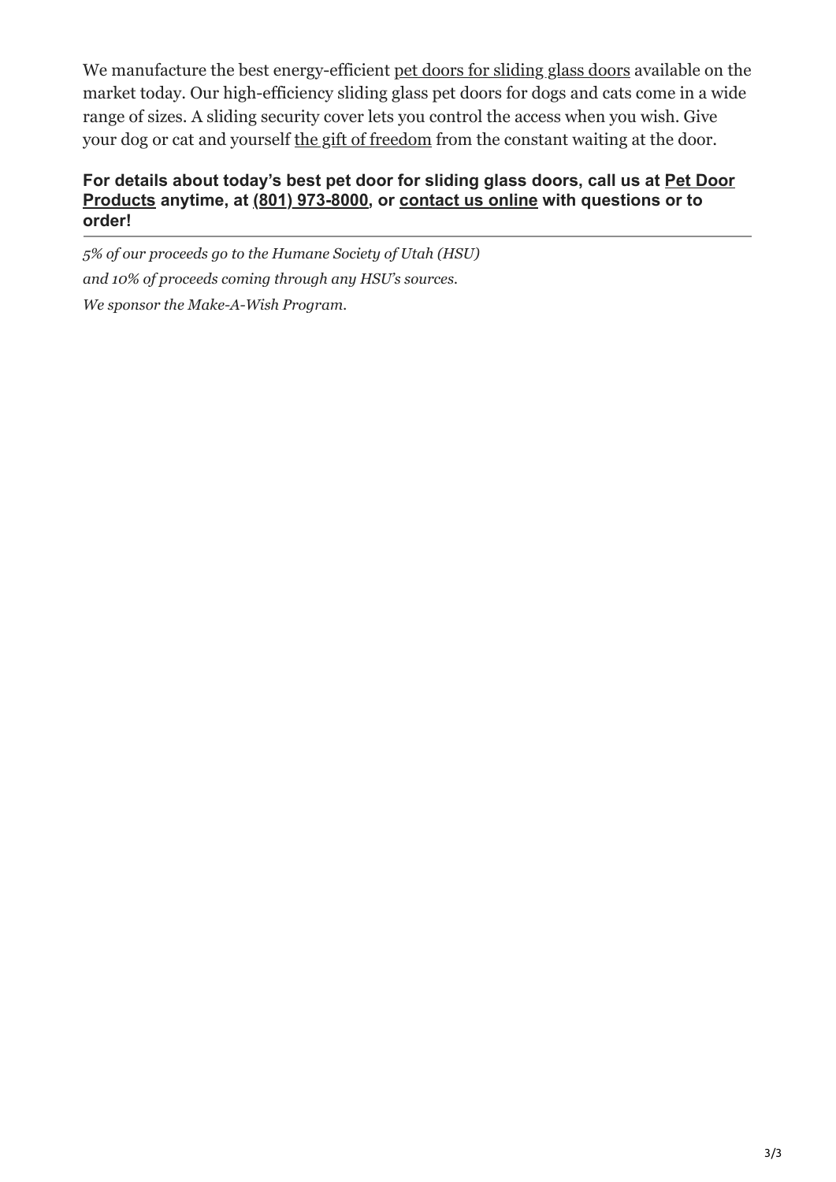We manufacture the best energy-efficient pet doors for sliding glass doors available on the market today. Our high-efficiency sliding glass pet doors for dogs and cats come in a wide range of sizes. A sliding security cover lets you control the access when you wish. Give your dog or cat and yourself the gift of freedom from the constant waiting at the door.

#### For details about today's best pet door for sliding glass doors, call us at Pet Door Products anytime, at (801) 973-8000, or contact us online with questions or to order!

---

*5% of our proceeds go to the Humane Society of Utah (HSU)*

*and 10% of proceeds coming through any HSU's sources.*

*We sponsor the Make-A-Wish Program.*